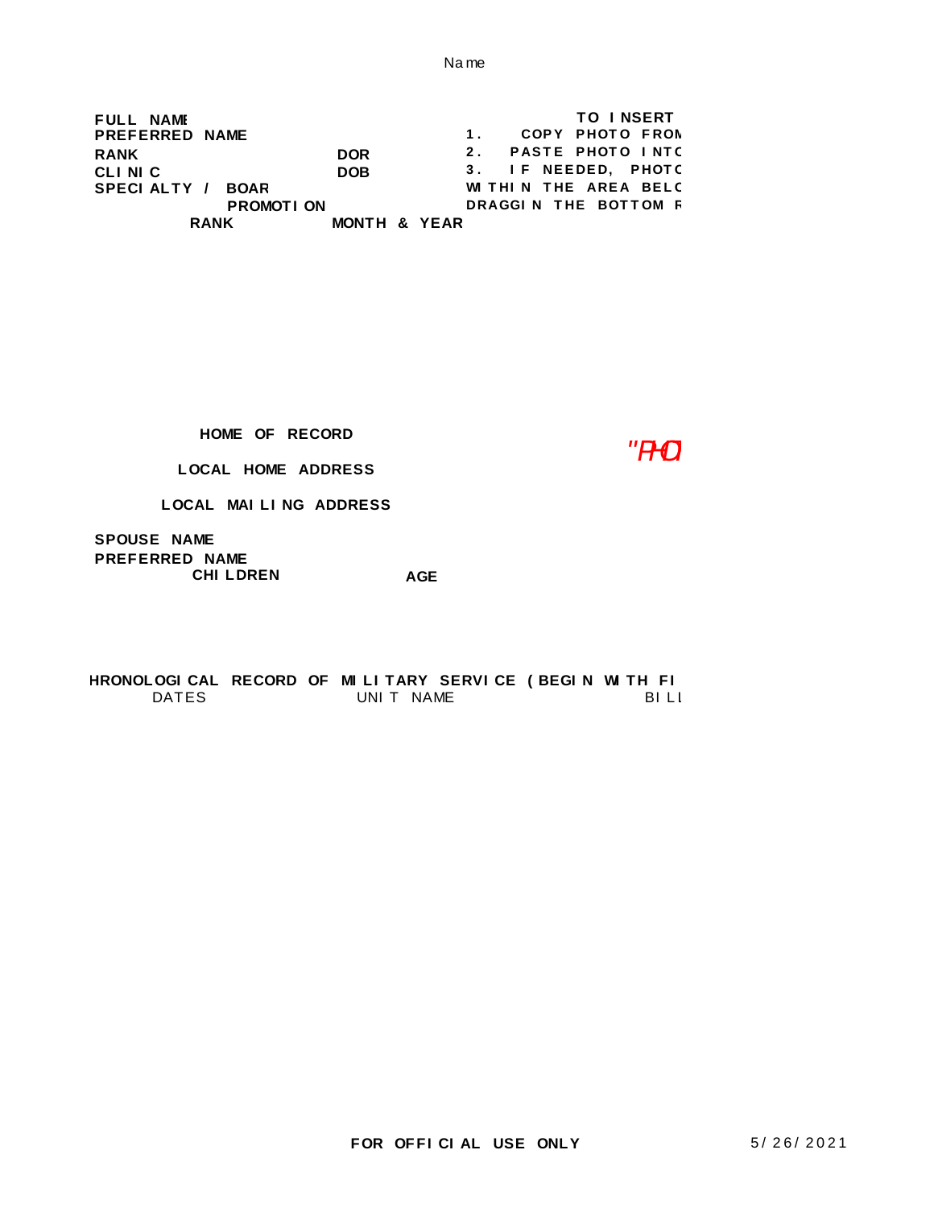Name

**FULL NAME**
**PREFERRED NAME**
**RANK** **DOR**
**CLINIC** **DOB**
**SPECIALTY / BOAR**

| PROMOTION | |
|---|---|
| **RANK** | **MONTH & YEAR** |

**TO INSERT**

1. COPY PHOTO FROM
2. PASTE PHOTO INTO
3. IF NEEDED, PHOTO WITHIN THE AREA BELO DRAGGING THE BOTTOM R

**HOME OF RECORD**

*"PHO*

**LOCAL HOME ADDRESS**

**LOCAL MAILING ADDRESS**

**SPOUSE NAME**
**PREFERRED NAME**

| CHILDREN | AGE |
|---|---|

**HRONOLOGICAL RECORD OF MILITARY SERVICE (BEGIN WITH FI**

| DATES | UNIT NAME | BILL |
|---|---|---|

**FOR OFFICIAL USE ONLY** 5/26/2021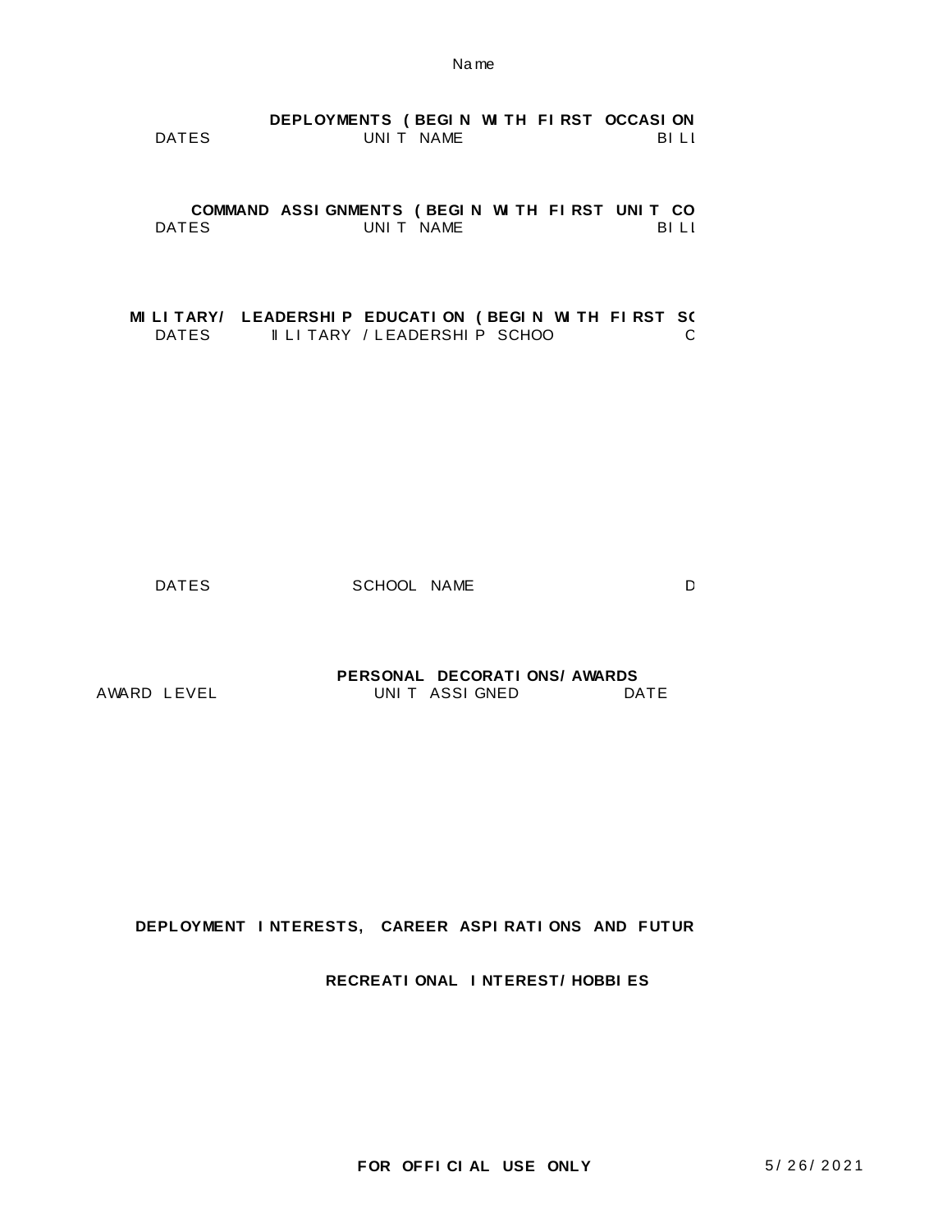Name

**DEPLOYMENTS (BEGIN WITH FIRST OCCASION**

| DATES | UNIT NAME | BILL |
|---|---|---|

**COMMAND ASSIGNMENTS (BEGIN WITH FIRST UNIT CO**

| DATES | UNIT NAME | BILL |
|---|---|---|

**MILITARY/ LEADERSHIP EDUCATION (BEGIN WITH FIRST SC**

| DATES | MILITARY / LEADERSHIP SCHOO | C |
|---|---|---|

| DATES | SCHOOL NAME | D |
|---|---|---|

**PERSONAL DECORATIONS/AWARDS**

| AWARD LEVEL | UNIT ASSIGNED | DATE |
|---|---|---|

**DEPLOYMENT INTERESTS, CAREER ASPIRATIONS AND FUTUR**

**RECREATIONAL INTEREST/HOBBIES**

**FOR OFFICIAL USE ONLY** 5/26/2021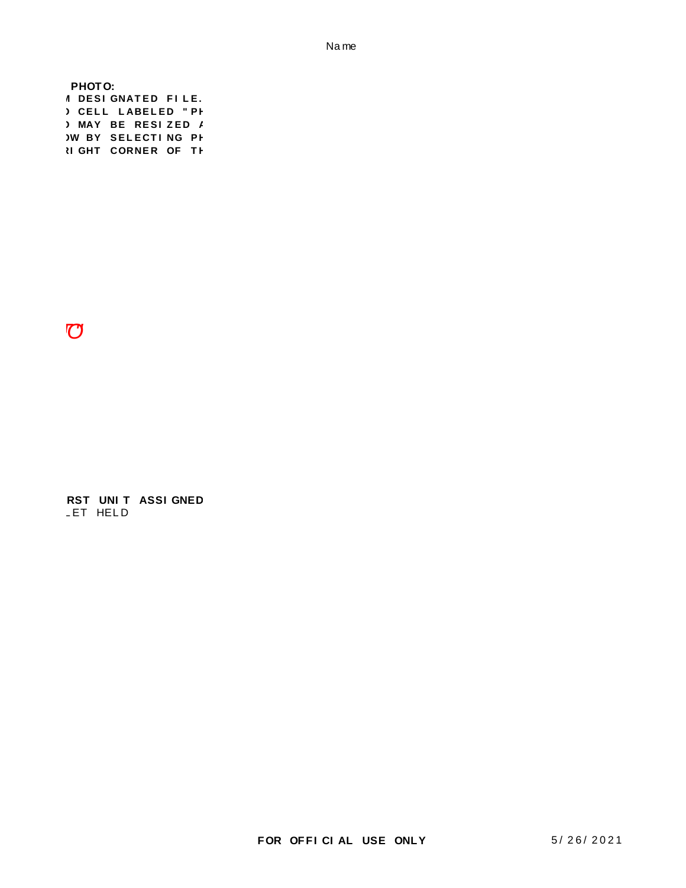Name

**PHOTO:**
**M DESIGNATED FILE.**
**) CELL LABELED "PH**
**) MAY BE RESIZED A**
**)W BY SELECTING PH**
**RIGHT CORNER OF TH**

**RST UNIT ASSIGNED**
_ET HELD

**FOR OFFICIAL USE ONLY**

5/26/2021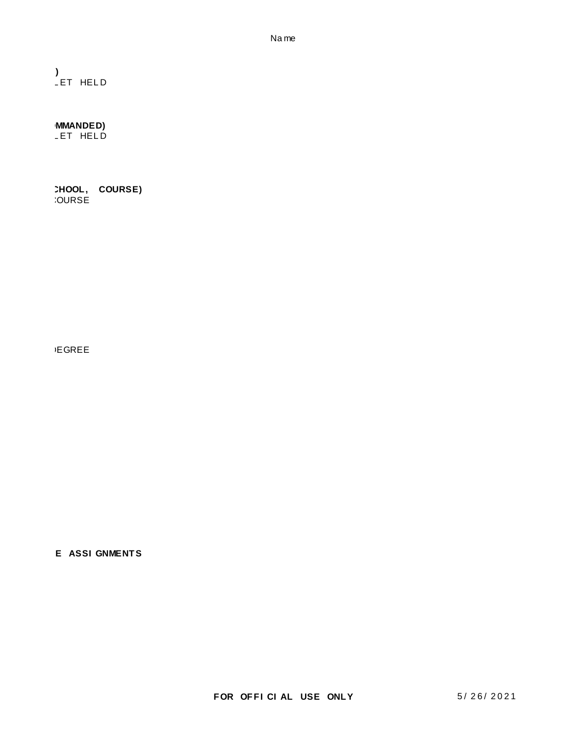Name

)
_ET HELD

MMANDED)
_ET HELD

CHOOL, COURSE)
COURSE

EGREE

E ASSIGNMENTS

FOR OFFICIAL USE ONLY 5/26/2021